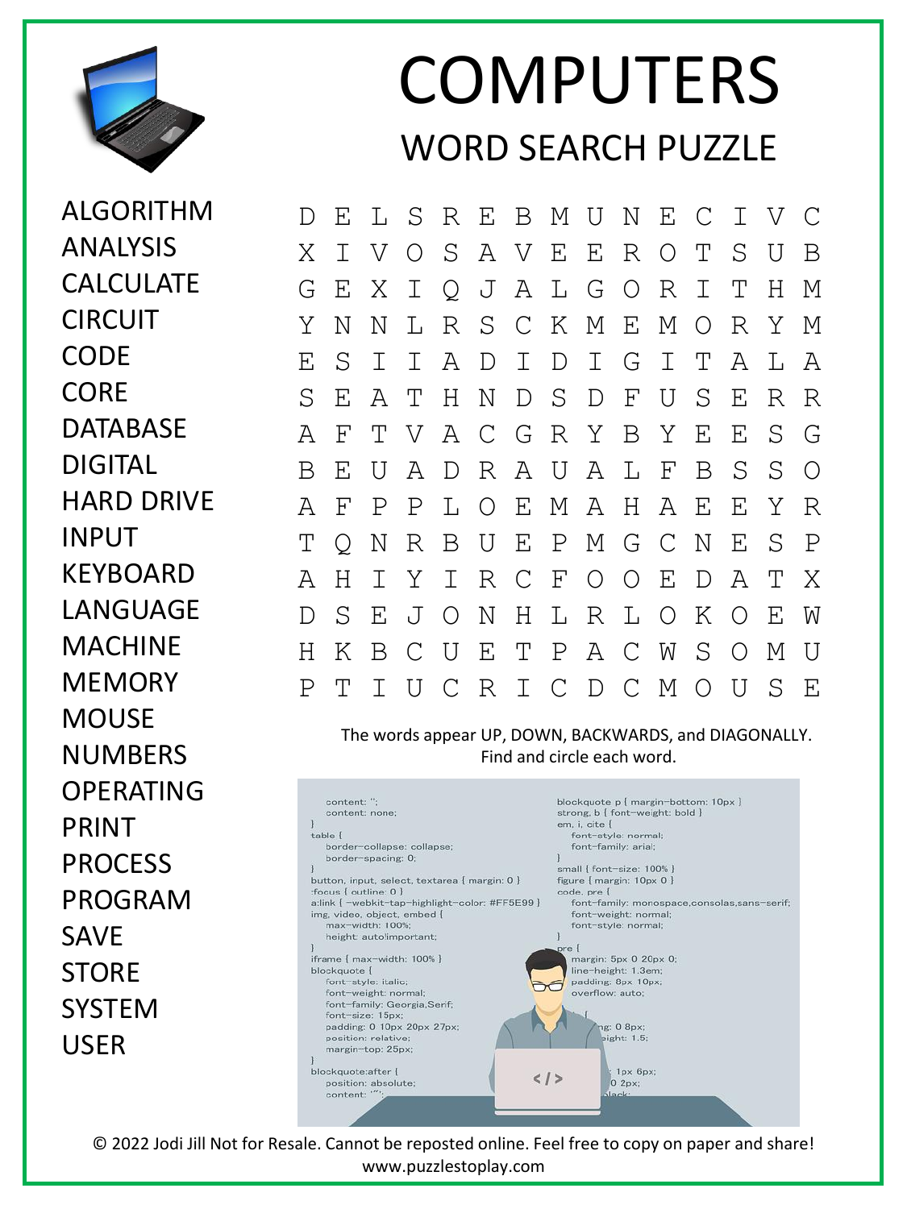# COMPUTERS

## WORD SEARCH PUZZLE

- ALGORITHM
- ANALYSIS
- CALCULATE
- CIRCUIT
- CODE
- CORE
- DATABASE
- DIGITAL
- HARD DRIVE
- INPUT
- KEYBOARD
- LANGUAGE
- MACHINE
- MEMORY
- MOUSE
- NUMBERS
- OPERATING
- PRINT
- PROCESS
- PROGRAM
- SAVE
- STORE
- SYSTEM
- USER

```
D E L S R E B M U N E C I V C
X I V O S A V E E R O T S U B
G E X I Q J A L G O R I T H M
Y N N L R S C K M E M O R Y M
E S I I A D I D I G I T A L A
S E A T H N D S D F U S E R R
A F T V A C G R Y B Y E E S G
B E U A D R A U A L F B S S O
A F P P L O E M A H A E E Y R
T Q N R B U E P M G C N E S P
A H I Y I R C F O O E D A T X
D S E J O N H L R L O K O E W
H K B C U E T P A C W S O M U
P T I U C R I C D C M O U S E
```

The words appear UP, DOWN, BACKWARDS, and DIAGONALLY. Find and circle each word.

© 2022 Jodi Jill Not for Resale. Cannot be reposted online. Feel free to copy on paper and share! www.puzzlestoplay.com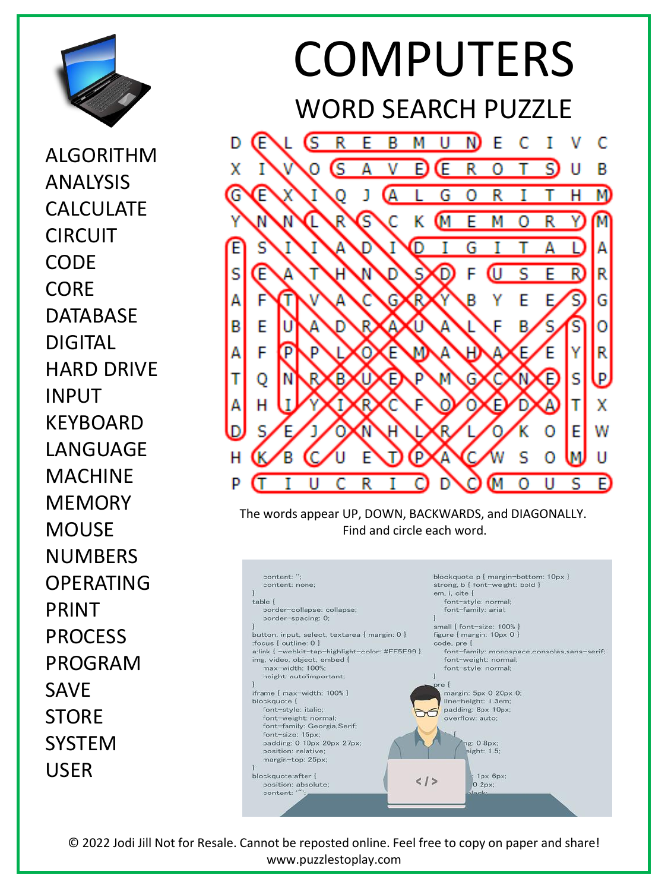# COMPUTERS

## WORD SEARCH PUZZLE

| | | | | | | | | | | | | | | |
|---|---|---|---|---|---|---|---|---|---|---|---|---|---|---|
| D | E | L | S | R | E | B | M | U | N | E | C | I | V | C |
| X | I | V | O | S | A | V | E | E | R | O | T | S | U | B |
| G | E | X | I | Q | J | A | L | G | O | R | I | T | H | M |
| Y | N | N | L | R | S | C | K | M | E | M | O | R | Y | M |
| E | S | I | I | A | D | I | D | I | G | I | T | A | L | A |
| S | E | A | T | H | N | D | S | D | F | U | S | E | R | R |
| A | F | T | V | A | C | G | R | Y | B | Y | E | E | S | G |
| B | E | U | A | D | R | A | U | A | L | F | B | S | S | O |
| A | F | P | P | L | O | E | M | A | H | A | E | E | Y | R |
| T | Q | N | R | B | U | E | P | M | G | C | N | E | S | P |
| A | H | I | Y | I | R | C | F | O | O | E | D | A | T | X |
| D | S | E | J | O | N | H | L | R | L | O | K | O | E | W |
| H | K | B | C | U | E | T | P | A | C | W | S | O | M | U |
| P | T | I | U | C | R | I | C | D | C | M | O | U | S | E |

The words appear UP, DOWN, BACKWARDS, and DIAGONALLY. Find and circle each word.

ALGORITHM
ANALYSIS
CALCULATE
CIRCUIT
CODE
CORE
DATABASE
DIGITAL
HARD DRIVE
INPUT
KEYBOARD
LANGUAGE
MACHINE
MEMORY
MOUSE
NUMBERS
OPERATING
PRINT
PROCESS
PROGRAM
SAVE
STORE
SYSTEM
USER

© 2022 Jodi Jill Not for Resale. Cannot be reposted online. Feel free to copy on paper and share! www.puzzlestoplay.com